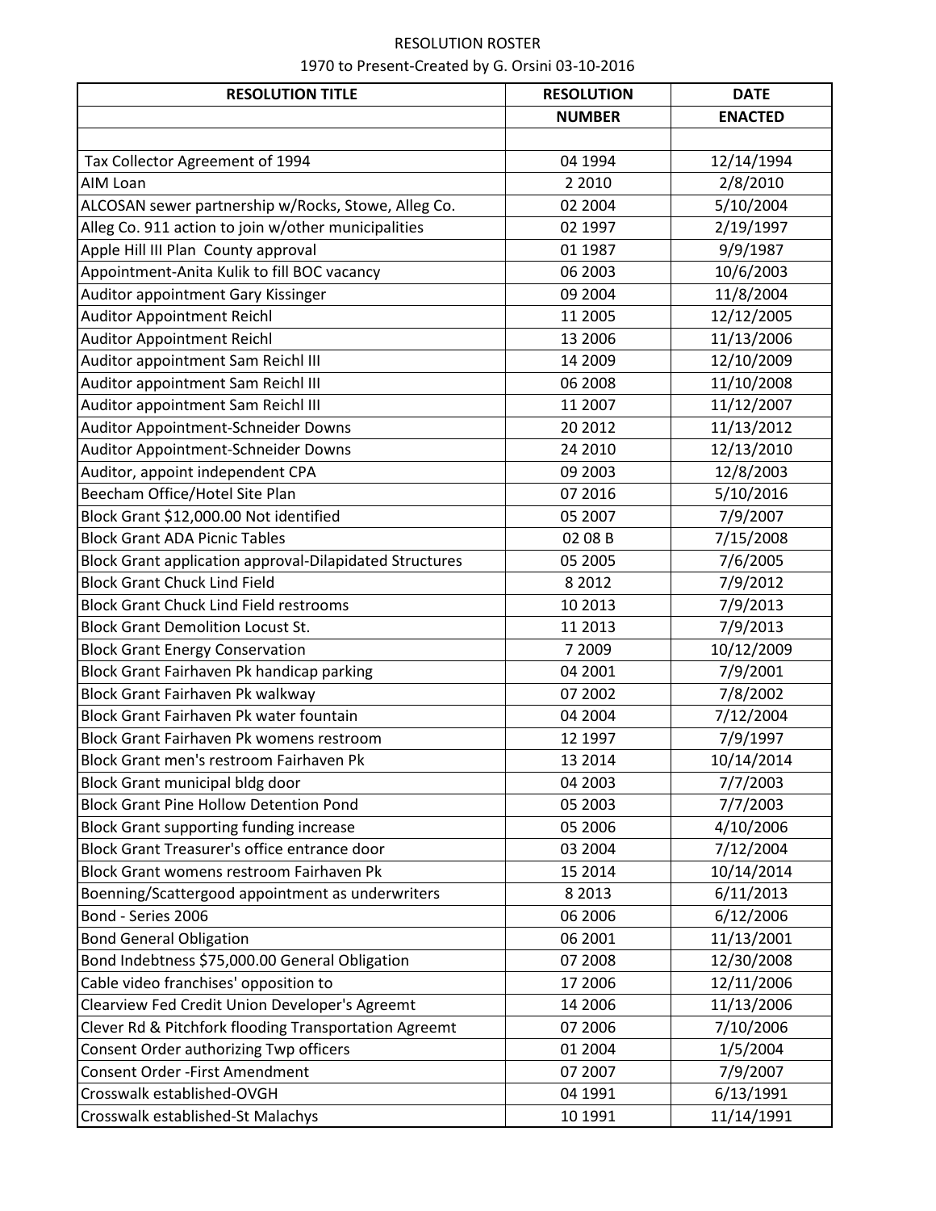# RESOLUTION ROSTER

1970 to Present-Created by G. Orsini 03-10-2016

| RESOLUTION TITLE | RESOLUTION | DATE |
|---|---|---|
| | NUMBER | ENACTED |
| | | |
| Tax Collector Agreement of 1994 | 04 1994 | 12/14/1994 |
| AIM Loan | 2 2010 | 2/8/2010 |
| ALCOSAN sewer partnership w/Rocks, Stowe, Alleg Co. | 02 2004 | 5/10/2004 |
| Alleg Co. 911 action to join w/other municipalities | 02 1997 | 2/19/1997 |
| Apple Hill III Plan County approval | 01 1987 | 9/9/1987 |
| Appointment-Anita Kulik to fill BOC vacancy | 06 2003 | 10/6/2003 |
| Auditor appointment Gary Kissinger | 09 2004 | 11/8/2004 |
| Auditor Appointment Reichl | 11 2005 | 12/12/2005 |
| Auditor Appointment Reichl | 13 2006 | 11/13/2006 |
| Auditor appointment Sam Reichl III | 14 2009 | 12/10/2009 |
| Auditor appointment Sam Reichl III | 06 2008 | 11/10/2008 |
| Auditor appointment Sam Reichl III | 11 2007 | 11/12/2007 |
| Auditor Appointment-Schneider Downs | 20 2012 | 11/13/2012 |
| Auditor Appointment-Schneider Downs | 24 2010 | 12/13/2010 |
| Auditor, appoint independent CPA | 09 2003 | 12/8/2003 |
| Beecham Office/Hotel Site Plan | 07 2016 | 5/10/2016 |
| Block Grant $12,000.00 Not identified | 05 2007 | 7/9/2007 |
| Block Grant ADA Picnic Tables | 02 08 B | 7/15/2008 |
| Block Grant application approval-Dilapidated Structures | 05 2005 | 7/6/2005 |
| Block Grant Chuck Lind Field | 8 2012 | 7/9/2012 |
| Block Grant Chuck Lind Field restrooms | 10 2013 | 7/9/2013 |
| Block Grant Demolition Locust St. | 11 2013 | 7/9/2013 |
| Block Grant Energy Conservation | 7 2009 | 10/12/2009 |
| Block Grant Fairhaven Pk handicap parking | 04 2001 | 7/9/2001 |
| Block Grant Fairhaven Pk walkway | 07 2002 | 7/8/2002 |
| Block Grant Fairhaven Pk water fountain | 04 2004 | 7/12/2004 |
| Block Grant Fairhaven Pk womens restroom | 12 1997 | 7/9/1997 |
| Block Grant men's restroom Fairhaven Pk | 13 2014 | 10/14/2014 |
| Block Grant municipal bldg door | 04 2003 | 7/7/2003 |
| Block Grant Pine Hollow Detention Pond | 05 2003 | 7/7/2003 |
| Block Grant supporting funding increase | 05 2006 | 4/10/2006 |
| Block Grant Treasurer's office entrance door | 03 2004 | 7/12/2004 |
| Block Grant womens restroom Fairhaven Pk | 15 2014 | 10/14/2014 |
| Boenning/Scattergood appointment as underwriters | 8 2013 | 6/11/2013 |
| Bond - Series 2006 | 06 2006 | 6/12/2006 |
| Bond General Obligation | 06 2001 | 11/13/2001 |
| Bond Indebtness $75,000.00 General Obligation | 07 2008 | 12/30/2008 |
| Cable video franchises' opposition to | 17 2006 | 12/11/2006 |
| Clearview Fed Credit Union Developer's Agreemt | 14 2006 | 11/13/2006 |
| Clever Rd & Pitchfork flooding Transportation Agreemt | 07 2006 | 7/10/2006 |
| Consent Order authorizing Twp officers | 01 2004 | 1/5/2004 |
| Consent Order -First Amendment | 07 2007 | 7/9/2007 |
| Crosswalk established-OVGH | 04 1991 | 6/13/1991 |
| Crosswalk established-St Malachys | 10 1991 | 11/14/1991 |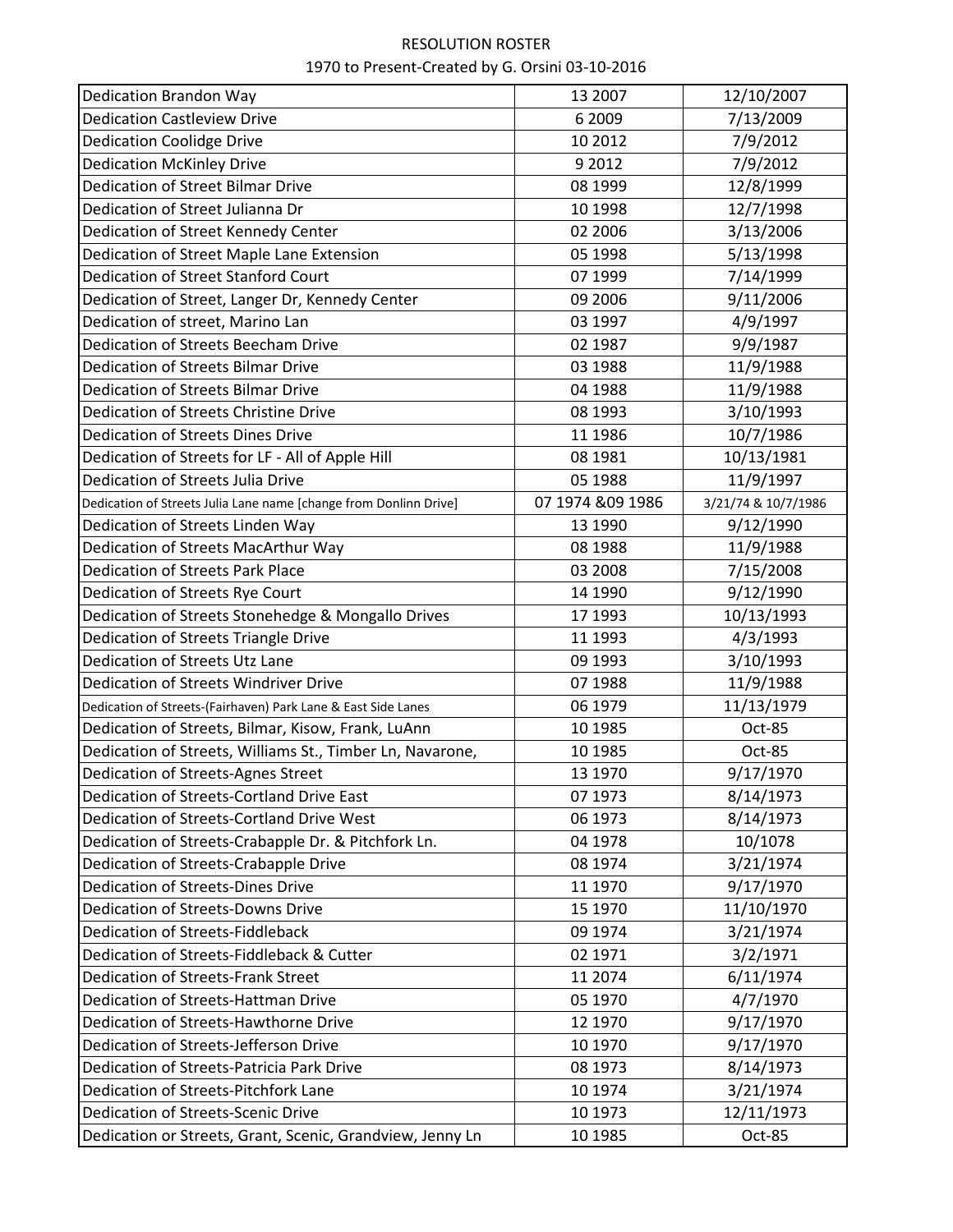RESOLUTION ROSTER

1970 to Present-Created by G. Orsini 03-10-2016

| | | |
|---|---|---|
| Dedication Brandon Way | 13 2007 | 12/10/2007 |
| Dedication Castleview Drive | 6 2009 | 7/13/2009 |
| Dedication Coolidge Drive | 10 2012 | 7/9/2012 |
| Dedication McKinley Drive | 9 2012 | 7/9/2012 |
| Dedication of Street Bilmar Drive | 08 1999 | 12/8/1999 |
| Dedication of Street Julianna Dr | 10 1998 | 12/7/1998 |
| Dedication of Street Kennedy Center | 02 2006 | 3/13/2006 |
| Dedication of Street Maple Lane Extension | 05 1998 | 5/13/1998 |
| Dedication of Street Stanford Court | 07 1999 | 7/14/1999 |
| Dedication of Street, Langer Dr, Kennedy Center | 09 2006 | 9/11/2006 |
| Dedication of street, Marino Lan | 03 1997 | 4/9/1997 |
| Dedication of Streets Beecham Drive | 02 1987 | 9/9/1987 |
| Dedication of Streets Bilmar Drive | 03 1988 | 11/9/1988 |
| Dedication of Streets Bilmar Drive | 04 1988 | 11/9/1988 |
| Dedication of Streets Christine Drive | 08 1993 | 3/10/1993 |
| Dedication of Streets Dines Drive | 11 1986 | 10/7/1986 |
| Dedication of Streets for LF - All of Apple Hill | 08 1981 | 10/13/1981 |
| Dedication of Streets Julia Drive | 05 1988 | 11/9/1997 |
| Dedication of Streets Julia Lane name [change from Donlinn Drive] | 07 1974 &09 1986 | 3/21/74 & 10/7/1986 |
| Dedication of Streets Linden Way | 13 1990 | 9/12/1990 |
| Dedication of Streets MacArthur Way | 08 1988 | 11/9/1988 |
| Dedication of Streets Park Place | 03 2008 | 7/15/2008 |
| Dedication of Streets Rye Court | 14 1990 | 9/12/1990 |
| Dedication of Streets Stonehedge & Mongallo Drives | 17 1993 | 10/13/1993 |
| Dedication of Streets Triangle Drive | 11 1993 | 4/3/1993 |
| Dedication of Streets Utz Lane | 09 1993 | 3/10/1993 |
| Dedication of Streets Windriver Drive | 07 1988 | 11/9/1988 |
| Dedication of Streets-(Fairhaven) Park Lane & East Side Lanes | 06 1979 | 11/13/1979 |
| Dedication of Streets, Bilmar, Kisow, Frank, LuAnn | 10 1985 | Oct-85 |
| Dedication of Streets, Williams St., Timber Ln, Navarone, | 10 1985 | Oct-85 |
| Dedication of Streets-Agnes Street | 13 1970 | 9/17/1970 |
| Dedication of Streets-Cortland Drive East | 07 1973 | 8/14/1973 |
| Dedication of Streets-Cortland Drive West | 06 1973 | 8/14/1973 |
| Dedication of Streets-Crabapple Dr. & Pitchfork Ln. | 04 1978 | 10/1078 |
| Dedication of Streets-Crabapple Drive | 08 1974 | 3/21/1974 |
| Dedication of Streets-Dines Drive | 11 1970 | 9/17/1970 |
| Dedication of Streets-Downs Drive | 15 1970 | 11/10/1970 |
| Dedication of Streets-Fiddleback | 09 1974 | 3/21/1974 |
| Dedication of Streets-Fiddleback & Cutter | 02 1971 | 3/2/1971 |
| Dedication of Streets-Frank Street | 11 2074 | 6/11/1974 |
| Dedication of Streets-Hattman Drive | 05 1970 | 4/7/1970 |
| Dedication of Streets-Hawthorne Drive | 12 1970 | 9/17/1970 |
| Dedication of Streets-Jefferson Drive | 10 1970 | 9/17/1970 |
| Dedication of Streets-Patricia Park Drive | 08 1973 | 8/14/1973 |
| Dedication of Streets-Pitchfork Lane | 10 1974 | 3/21/1974 |
| Dedication of Streets-Scenic Drive | 10 1973 | 12/11/1973 |
| Dedication or Streets, Grant, Scenic, Grandview, Jenny Ln | 10 1985 | Oct-85 |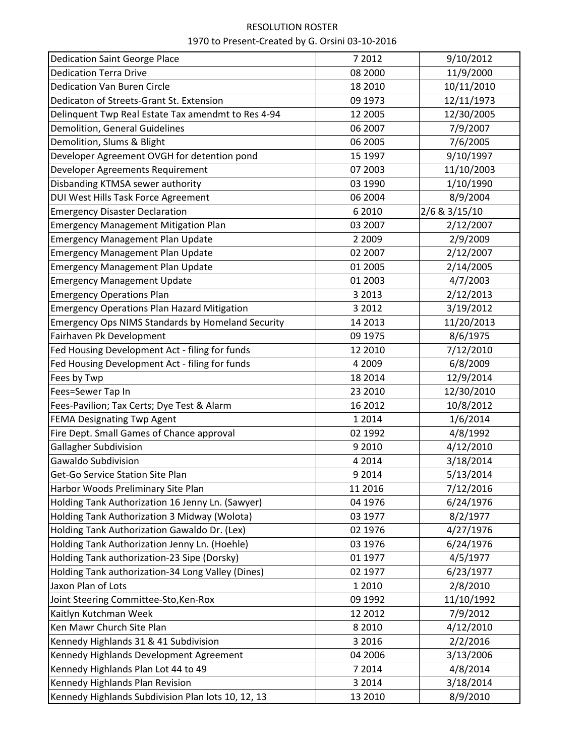RESOLUTION ROSTER

1970 to Present-Created by G. Orsini 03-10-2016

| | | |
|---|---|---|
| Dedication Saint George Place | 7 2012 | 9/10/2012 |
| Dedication Terra Drive | 08 2000 | 11/9/2000 |
| Dedication Van Buren Circle | 18 2010 | 10/11/2010 |
| Dedicaton of Streets-Grant St. Extension | 09 1973 | 12/11/1973 |
| Delinquent Twp Real Estate Tax amendmt to Res 4-94 | 12 2005 | 12/30/2005 |
| Demolition, General Guidelines | 06 2007 | 7/9/2007 |
| Demolition, Slums & Blight | 06 2005 | 7/6/2005 |
| Developer Agreement OVGH for detention pond | 15 1997 | 9/10/1997 |
| Developer Agreements Requirement | 07 2003 | 11/10/2003 |
| Disbanding KTMSA sewer authority | 03 1990 | 1/10/1990 |
| DUI West Hills Task Force Agreement | 06 2004 | 8/9/2004 |
| Emergency Disaster Declaration | 6 2010 | 2/6 & 3/15/10 |
| Emergency Management Mitigation Plan | 03 2007 | 2/12/2007 |
| Emergency Management Plan Update | 2 2009 | 2/9/2009 |
| Emergency Management Plan Update | 02 2007 | 2/12/2007 |
| Emergency Management Plan Update | 01 2005 | 2/14/2005 |
| Emergency Management Update | 01 2003 | 4/7/2003 |
| Emergency Operations Plan | 3 2013 | 2/12/2013 |
| Emergency Operations Plan Hazard Mitigation | 3 2012 | 3/19/2012 |
| Emergency Ops NIMS Standards by Homeland Security | 14 2013 | 11/20/2013 |
| Fairhaven Pk Development | 09 1975 | 8/6/1975 |
| Fed Housing Development Act - filing for funds | 12 2010 | 7/12/2010 |
| Fed Housing Development Act - filing for funds | 4 2009 | 6/8/2009 |
| Fees by Twp | 18 2014 | 12/9/2014 |
| Fees=Sewer Tap In | 23 2010 | 12/30/2010 |
| Fees-Pavilion; Tax Certs; Dye Test & Alarm | 16 2012 | 10/8/2012 |
| FEMA Designating Twp Agent | 1 2014 | 1/6/2014 |
| Fire Dept. Small Games of Chance approval | 02 1992 | 4/8/1992 |
| Gallagher Subdivision | 9 2010 | 4/12/2010 |
| Gawaldo Subdivision | 4 2014 | 3/18/2014 |
| Get-Go Service Station Site Plan | 9 2014 | 5/13/2014 |
| Harbor Woods Preliminary Site Plan | 11 2016 | 7/12/2016 |
| Holding Tank Authorization 16 Jenny Ln. (Sawyer) | 04 1976 | 6/24/1976 |
| Holding Tank Authorization 3 Midway (Wolota) | 03 1977 | 8/2/1977 |
| Holding Tank Authorization Gawaldo Dr. (Lex) | 02 1976 | 4/27/1976 |
| Holding Tank Authorization Jenny Ln. (Hoehle) | 03 1976 | 6/24/1976 |
| Holding Tank authorization-23 Sipe (Dorsky) | 01 1977 | 4/5/1977 |
| Holding Tank authorization-34 Long Valley (Dines) | 02 1977 | 6/23/1977 |
| Jaxon Plan of Lots | 1 2010 | 2/8/2010 |
| Joint Steering Committee-Sto,Ken-Rox | 09 1992 | 11/10/1992 |
| Kaitlyn Kutchman Week | 12 2012 | 7/9/2012 |
| Ken Mawr Church Site Plan | 8 2010 | 4/12/2010 |
| Kennedy Highlands 31 & 41 Subdivision | 3 2016 | 2/2/2016 |
| Kennedy Highlands Development Agreement | 04 2006 | 3/13/2006 |
| Kennedy Highlands Plan Lot 44 to 49 | 7 2014 | 4/8/2014 |
| Kennedy Highlands Plan Revision | 3 2014 | 3/18/2014 |
| Kennedy Highlands Subdivision Plan lots 10, 12, 13 | 13 2010 | 8/9/2010 |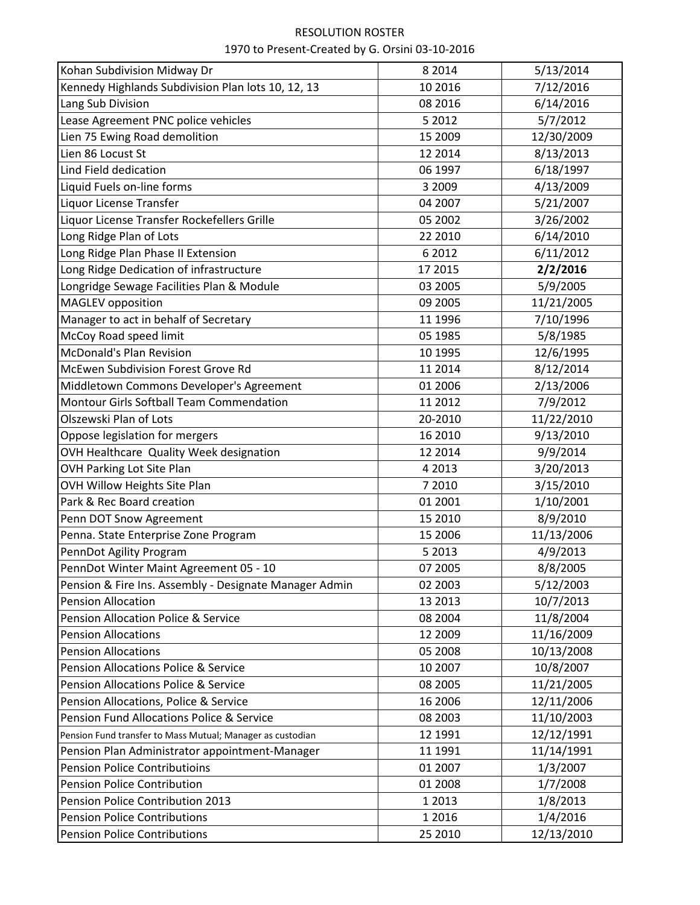RESOLUTION ROSTER

1970 to Present-Created by G. Orsini 03-10-2016

| | | |
|---|---|---|
| Kohan Subdivision Midway Dr | 8 2014 | 5/13/2014 |
| Kennedy Highlands Subdivision Plan lots 10, 12, 13 | 10 2016 | 7/12/2016 |
| Lang Sub Division | 08 2016 | 6/14/2016 |
| Lease Agreement PNC police vehicles | 5 2012 | 5/7/2012 |
| Lien 75 Ewing Road demolition | 15 2009 | 12/30/2009 |
| Lien 86 Locust St | 12 2014 | 8/13/2013 |
| Lind Field dedication | 06 1997 | 6/18/1997 |
| Liquid Fuels on-line forms | 3 2009 | 4/13/2009 |
| Liquor License Transfer | 04 2007 | 5/21/2007 |
| Liquor License Transfer Rockefellers Grille | 05 2002 | 3/26/2002 |
| Long Ridge Plan of Lots | 22 2010 | 6/14/2010 |
| Long Ridge Plan Phase II Extension | 6 2012 | 6/11/2012 |
| Long Ridge Dedication of infrastructure | 17 2015 | **2/2/2016** |
| Longridge Sewage Facilities Plan & Module | 03 2005 | 5/9/2005 |
| MAGLEV opposition | 09 2005 | 11/21/2005 |
| Manager to act in behalf of Secretary | 11 1996 | 7/10/1996 |
| McCoy Road speed limit | 05 1985 | 5/8/1985 |
| McDonald's Plan Revision | 10 1995 | 12/6/1995 |
| McEwen Subdivision Forest Grove Rd | 11 2014 | 8/12/2014 |
| Middletown Commons Developer's Agreement | 01 2006 | 2/13/2006 |
| Montour Girls Softball Team Commendation | 11 2012 | 7/9/2012 |
| Olszewski Plan of Lots | 20-2010 | 11/22/2010 |
| Oppose legislation for mergers | 16 2010 | 9/13/2010 |
| OVH Healthcare Quality Week designation | 12 2014 | 9/9/2014 |
| OVH Parking Lot Site Plan | 4 2013 | 3/20/2013 |
| OVH Willow Heights Site Plan | 7 2010 | 3/15/2010 |
| Park & Rec Board creation | 01 2001 | 1/10/2001 |
| Penn DOT Snow Agreement | 15 2010 | 8/9/2010 |
| Penna. State Enterprise Zone Program | 15 2006 | 11/13/2006 |
| PennDot Agility Program | 5 2013 | 4/9/2013 |
| PennDot Winter Maint Agreement 05 - 10 | 07 2005 | 8/8/2005 |
| Pension & Fire Ins. Assembly - Designate Manager Admin | 02 2003 | 5/12/2003 |
| Pension Allocation | 13 2013 | 10/7/2013 |
| Pension Allocation Police & Service | 08 2004 | 11/8/2004 |
| Pension Allocations | 12 2009 | 11/16/2009 |
| Pension Allocations | 05 2008 | 10/13/2008 |
| Pension Allocations Police & Service | 10 2007 | 10/8/2007 |
| Pension Allocations Police & Service | 08 2005 | 11/21/2005 |
| Pension Allocations, Police & Service | 16 2006 | 12/11/2006 |
| Pension Fund Allocations Police & Service | 08 2003 | 11/10/2003 |
| Pension Fund transfer to Mass Mutual; Manager as custodian | 12 1991 | 12/12/1991 |
| Pension Plan Administrator appointment-Manager | 11 1991 | 11/14/1991 |
| Pension Police Contributioins | 01 2007 | 1/3/2007 |
| Pension Police Contribution | 01 2008 | 1/7/2008 |
| Pension Police Contribution 2013 | 1 2013 | 1/8/2013 |
| Pension Police Contributions | 1 2016 | 1/4/2016 |
| Pension Police Contributions | 25 2010 | 12/13/2010 |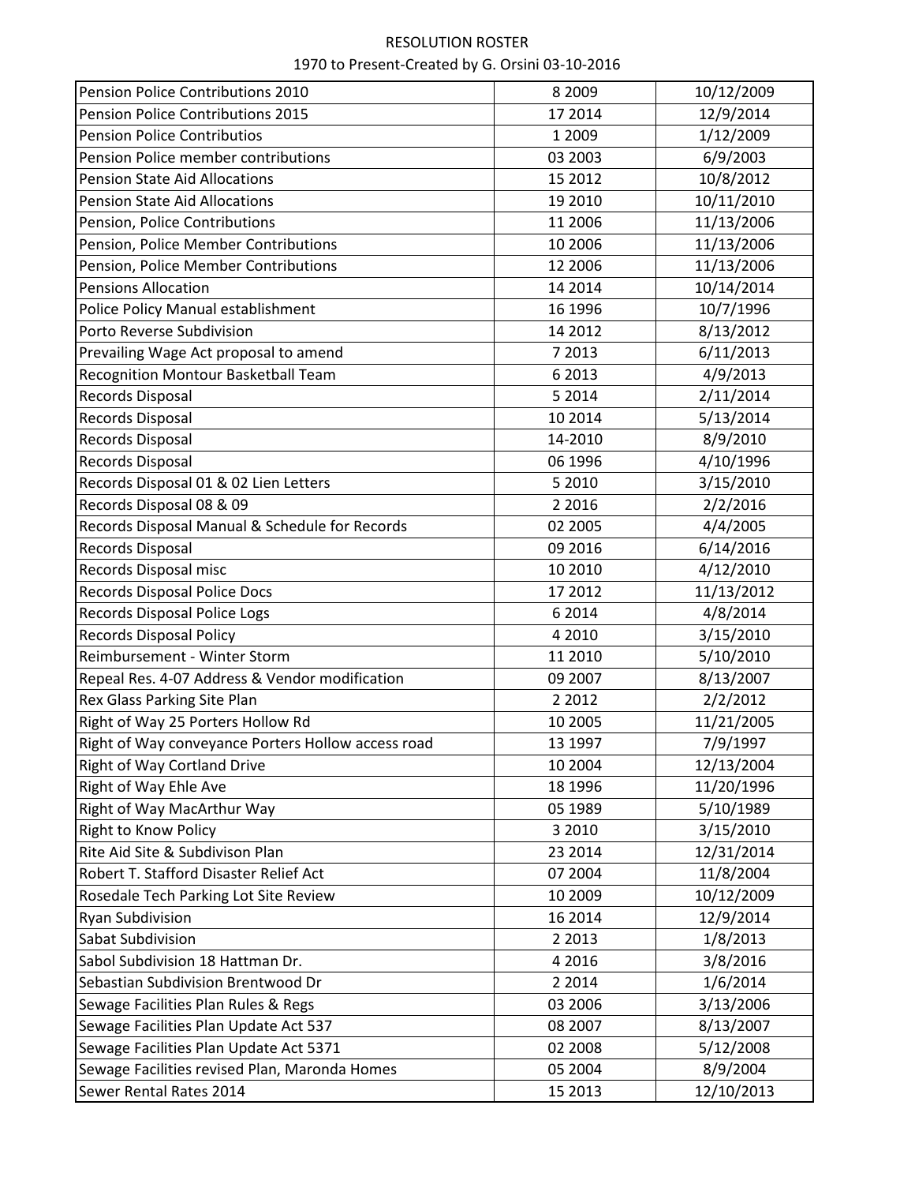RESOLUTION ROSTER

1970 to Present-Created by G. Orsini 03-10-2016

| | | |
|---|---|---|
| Pension Police Contributions 2010 | 8 2009 | 10/12/2009 |
| Pension Police Contributions 2015 | 17 2014 | 12/9/2014 |
| Pension Police Contributios | 1 2009 | 1/12/2009 |
| Pension Police member contributions | 03 2003 | 6/9/2003 |
| Pension State Aid Allocations | 15 2012 | 10/8/2012 |
| Pension State Aid Allocations | 19 2010 | 10/11/2010 |
| Pension, Police Contributions | 11 2006 | 11/13/2006 |
| Pension, Police Member Contributions | 10 2006 | 11/13/2006 |
| Pension, Police Member Contributions | 12 2006 | 11/13/2006 |
| Pensions Allocation | 14 2014 | 10/14/2014 |
| Police Policy Manual establishment | 16 1996 | 10/7/1996 |
| Porto Reverse Subdivision | 14 2012 | 8/13/2012 |
| Prevailing Wage Act proposal to amend | 7 2013 | 6/11/2013 |
| Recognition Montour Basketball Team | 6 2013 | 4/9/2013 |
| Records Disposal | 5 2014 | 2/11/2014 |
| Records Disposal | 10 2014 | 5/13/2014 |
| Records Disposal | 14-2010 | 8/9/2010 |
| Records Disposal | 06 1996 | 4/10/1996 |
| Records Disposal 01 & 02 Lien Letters | 5 2010 | 3/15/2010 |
| Records Disposal 08 & 09 | 2 2016 | 2/2/2016 |
| Records Disposal Manual & Schedule for Records | 02 2005 | 4/4/2005 |
| Records Disposal | 09 2016 | 6/14/2016 |
| Records Disposal misc | 10 2010 | 4/12/2010 |
| Records Disposal Police Docs | 17 2012 | 11/13/2012 |
| Records Disposal Police Logs | 6 2014 | 4/8/2014 |
| Records Disposal Policy | 4 2010 | 3/15/2010 |
| Reimbursement - Winter Storm | 11 2010 | 5/10/2010 |
| Repeal Res. 4-07 Address & Vendor modification | 09 2007 | 8/13/2007 |
| Rex Glass Parking Site Plan | 2 2012 | 2/2/2012 |
| Right of Way 25 Porters Hollow Rd | 10 2005 | 11/21/2005 |
| Right of Way conveyance Porters Hollow access road | 13 1997 | 7/9/1997 |
| Right of Way Cortland Drive | 10 2004 | 12/13/2004 |
| Right of Way Ehle Ave | 18 1996 | 11/20/1996 |
| Right of Way MacArthur Way | 05 1989 | 5/10/1989 |
| Right to Know Policy | 3 2010 | 3/15/2010 |
| Rite Aid Site & Subdivison Plan | 23 2014 | 12/31/2014 |
| Robert T. Stafford Disaster Relief Act | 07 2004 | 11/8/2004 |
| Rosedale Tech Parking Lot Site Review | 10 2009 | 10/12/2009 |
| Ryan Subdivision | 16 2014 | 12/9/2014 |
| Sabat Subdivision | 2 2013 | 1/8/2013 |
| Sabol Subdivision 18 Hattman Dr. | 4 2016 | 3/8/2016 |
| Sebastian Subdivision Brentwood Dr | 2 2014 | 1/6/2014 |
| Sewage Facilities Plan Rules & Regs | 03 2006 | 3/13/2006 |
| Sewage Facilities Plan Update Act 537 | 08 2007 | 8/13/2007 |
| Sewage Facilities Plan Update Act 5371 | 02 2008 | 5/12/2008 |
| Sewage Facilities revised Plan, Maronda Homes | 05 2004 | 8/9/2004 |
| Sewer Rental Rates 2014 | 15 2013 | 12/10/2013 |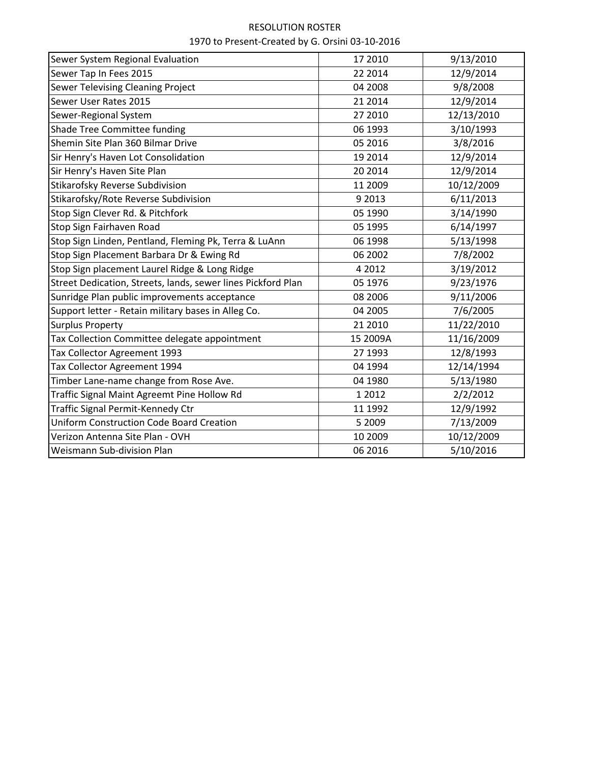RESOLUTION ROSTER

1970 to Present-Created by G. Orsini 03-10-2016

| | | |
|---|---|---|
| Sewer System Regional Evaluation | 17 2010 | 9/13/2010 |
| Sewer Tap In Fees 2015 | 22 2014 | 12/9/2014 |
| Sewer Televising Cleaning Project | 04 2008 | 9/8/2008 |
| Sewer User Rates 2015 | 21 2014 | 12/9/2014 |
| Sewer-Regional System | 27 2010 | 12/13/2010 |
| Shade Tree Committee funding | 06 1993 | 3/10/1993 |
| Shemin Site Plan 360 Bilmar Drive | 05 2016 | 3/8/2016 |
| Sir Henry's Haven Lot Consolidation | 19 2014 | 12/9/2014 |
| Sir Henry's Haven Site Plan | 20 2014 | 12/9/2014 |
| Stikarofsky Reverse Subdivision | 11 2009 | 10/12/2009 |
| Stikarofsky/Rote Reverse Subdivision | 9 2013 | 6/11/2013 |
| Stop Sign Clever Rd. & Pitchfork | 05 1990 | 3/14/1990 |
| Stop Sign Fairhaven Road | 05 1995 | 6/14/1997 |
| Stop Sign Linden, Pentland, Fleming Pk, Terra & LuAnn | 06 1998 | 5/13/1998 |
| Stop Sign Placement Barbara Dr & Ewing Rd | 06 2002 | 7/8/2002 |
| Stop Sign placement Laurel Ridge & Long Ridge | 4 2012 | 3/19/2012 |
| Street Dedication, Streets, lands, sewer lines Pickford Plan | 05 1976 | 9/23/1976 |
| Sunridge Plan public improvements acceptance | 08 2006 | 9/11/2006 |
| Support letter - Retain military bases in Alleg Co. | 04 2005 | 7/6/2005 |
| Surplus Property | 21 2010 | 11/22/2010 |
| Tax Collection Committee delegate appointment | 15 2009A | 11/16/2009 |
| Tax Collector Agreement 1993 | 27 1993 | 12/8/1993 |
| Tax Collector Agreement 1994 | 04 1994 | 12/14/1994 |
| Timber Lane-name change from Rose Ave. | 04 1980 | 5/13/1980 |
| Traffic Signal Maint Agreemt Pine Hollow Rd | 1 2012 | 2/2/2012 |
| Traffic Signal Permit-Kennedy Ctr | 11 1992 | 12/9/1992 |
| Uniform Construction Code Board Creation | 5 2009 | 7/13/2009 |
| Verizon Antenna Site Plan - OVH | 10 2009 | 10/12/2009 |
| Weismann Sub-division Plan | 06 2016 | 5/10/2016 |